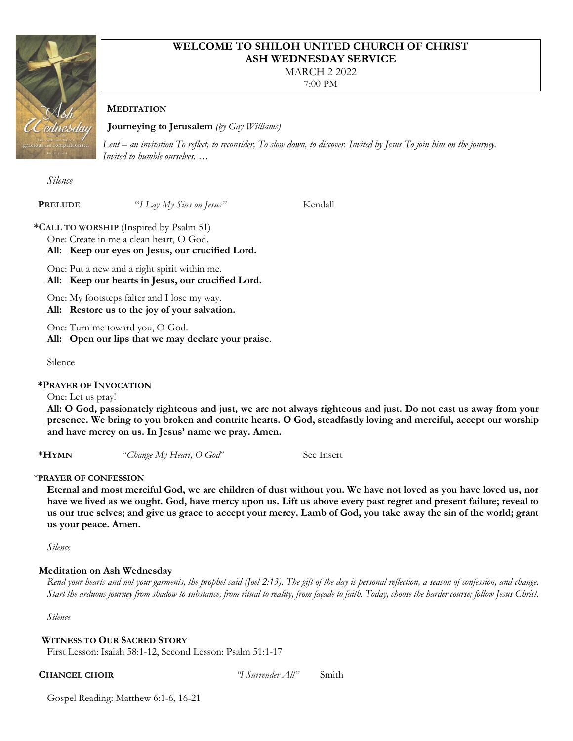# WELCOME TO SHILOH UNITED CHURCH OF CHRIST
## ASH WEDNESDAY SERVICE
MARCH 2 2022
7:00 PM

**MEDITATION**

**Journeying to Jerusalem** *(by Gay Williams)*

*Lent – an invitation To reflect, to reconsider, To slow down, to discover. Invited by Jesus To join him on the journey. Invited to humble ourselves. …*

*Silence*

**PRELUDE** "*I Lay My Sins on Jesus*" Kendall

***CALL TO WORSHIP** (Inspired by Psalm 51)

One: Create in me a clean heart, O God.
**All: Keep our eyes on Jesus, our crucified Lord.**

One: Put a new and a right spirit within me.
**All: Keep our hearts in Jesus, our crucified Lord.**

One: My footsteps falter and I lose my way.
**All: Restore us to the joy of your salvation.**

One: Turn me toward you, O God.
**All: Open our lips that we may declare your praise**.

Silence

***PRAYER OF INVOCATION**

One: Let us pray!
**All: O God, passionately righteous and just, we are not always righteous and just. Do not cast us away from your presence. We bring to you broken and contrite hearts. O God, steadfastly loving and merciful, accept our worship and have mercy on us. In Jesus' name we pray. Amen.**

***HYMN** "*Change My Heart, O God*" See Insert

***PRAYER OF CONFESSION**

**Eternal and most merciful God, we are children of dust without you. We have not loved as you have loved us, nor have we lived as we ought. God, have mercy upon us. Lift us above every past regret and present failure; reveal to us our true selves; and give us grace to accept your mercy. Lamb of God, you take away the sin of the world; grant us your peace. Amen.**

*Silence*

**Meditation on Ash Wednesday**

*Rend your hearts and not your garments, the prophet said (Joel 2:13). The gift of the day is personal reflection, a season of confession, and change. Start the arduous journey from shadow to substance, from ritual to reality, from façade to faith. Today, choose the harder course; follow Jesus Christ.*

*Silence*

**WITNESS TO OUR SACRED STORY**

First Lesson: Isaiah 58:1-12, Second Lesson: Psalm 51:1-17

**CHANCEL CHOIR** *"I Surrender All"* Smith

Gospel Reading: Matthew 6:1-6, 16-21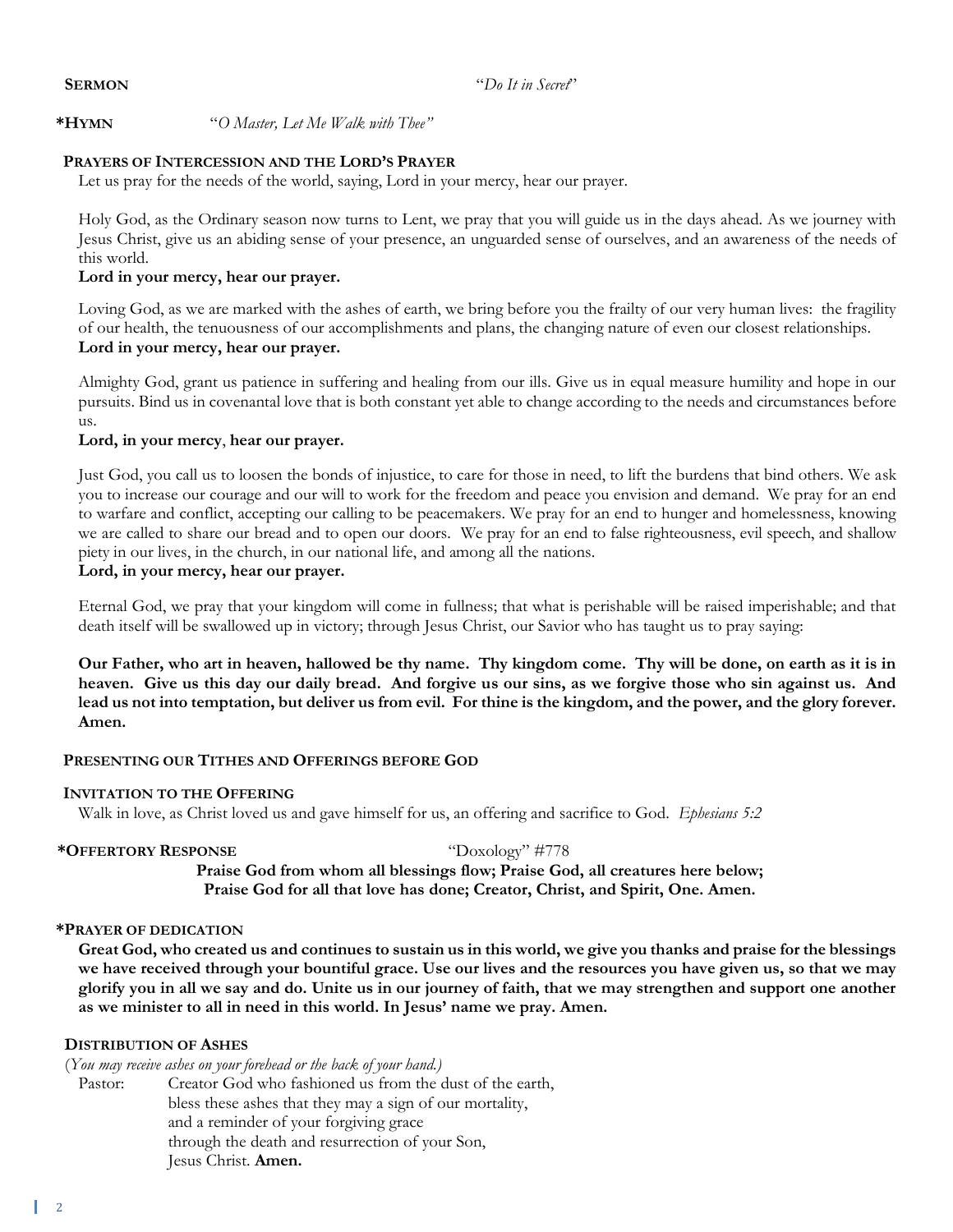**SERMON** *"Do It in Secret"*

***HYMN** *"O Master, Let Me Walk with Thee"*

**PRAYERS OF INTERCESSION AND THE LORD'S PRAYER**

Let us pray for the needs of the world, saying, Lord in your mercy, hear our prayer.

Holy God, as the Ordinary season now turns to Lent, we pray that you will guide us in the days ahead. As we journey with Jesus Christ, give us an abiding sense of your presence, an unguarded sense of ourselves, and an awareness of the needs of this world.

**Lord in your mercy, hear our prayer.**

Loving God, as we are marked with the ashes of earth, we bring before you the frailty of our very human lives: the fragility of our health, the tenuousness of our accomplishments and plans, the changing nature of even our closest relationships.

**Lord in your mercy, hear our prayer.**

Almighty God, grant us patience in suffering and healing from our ills. Give us in equal measure humility and hope in our pursuits. Bind us in covenantal love that is both constant yet able to change according to the needs and circumstances before us.

**Lord, in your mercy, hear our prayer.**

Just God, you call us to loosen the bonds of injustice, to care for those in need, to lift the burdens that bind others. We ask you to increase our courage and our will to work for the freedom and peace you envision and demand. We pray for an end to warfare and conflict, accepting our calling to be peacemakers. We pray for an end to hunger and homelessness, knowing we are called to share our bread and to open our doors. We pray for an end to false righteousness, evil speech, and shallow piety in our lives, in the church, in our national life, and among all the nations.

**Lord, in your mercy, hear our prayer.**

Eternal God, we pray that your kingdom will come in fullness; that what is perishable will be raised imperishable; and that death itself will be swallowed up in victory; through Jesus Christ, our Savior who has taught us to pray saying:

**Our Father, who art in heaven, hallowed be thy name. Thy kingdom come. Thy will be done, on earth as it is in heaven. Give us this day our daily bread. And forgive us our sins, as we forgive those who sin against us. And lead us not into temptation, but deliver us from evil. For thine is the kingdom, and the power, and the glory forever. Amen.**

**PRESENTING OUR TITHES AND OFFERINGS BEFORE GOD**

**INVITATION TO THE OFFERING**

Walk in love, as Christ loved us and gave himself for us, an offering and sacrifice to God. *Ephesians 5:2*

***OFFERTORY RESPONSE** "Doxology" #778

**Praise God from whom all blessings flow; Praise God, all creatures here below;**
**Praise God for all that love has done; Creator, Christ, and Spirit, One. Amen.**

***PRAYER OF DEDICATION**

**Great God, who created us and continues to sustain us in this world, we give you thanks and praise for the blessings we have received through your bountiful grace. Use our lives and the resources you have given us, so that we may glorify you in all we say and do. Unite us in our journey of faith, that we may strengthen and support one another as we minister to all in need in this world. In Jesus' name we pray. Amen.**

**DISTRIBUTION OF ASHES**

(*You may receive ashes on your forehead or the back of your hand.*)

Pastor: Creator God who fashioned us from the dust of the earth,
bless these ashes that they may a sign of our mortality,
and a reminder of your forgiving grace
through the death and resurrection of your Son,
Jesus Christ. **Amen.**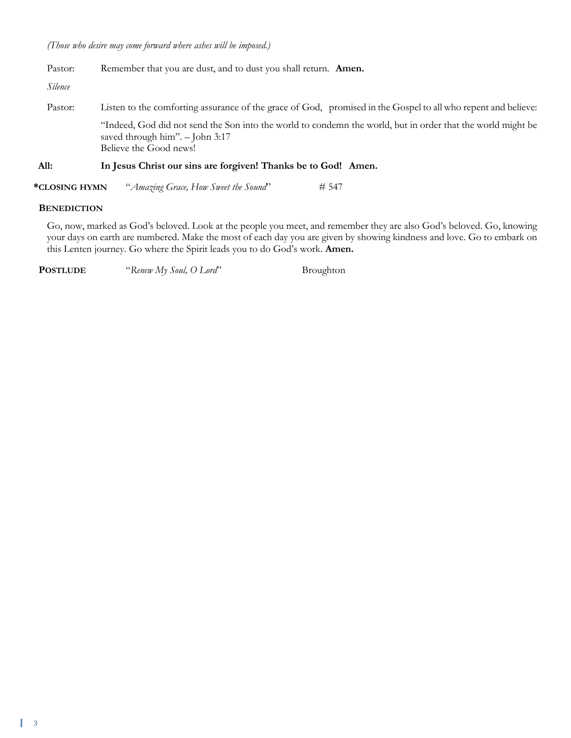*(Those who desire may come forward where ashes will be imposed.)*

Pastor: Remember that you are dust, and to dust you shall return. **Amen.**

*Silence*

Pastor: Listen to the comforting assurance of the grace of God, promised in the Gospel to all who repent and believe:

"Indeed, God did not send the Son into the world to condemn the world, but in order that the world might be saved through him". – John 3:17
Believe the Good news!

**All: In Jesus Christ our sins are forgiven! Thanks be to God! Amen.**

**\*CLOSING HYMN** "*Amazing Grace, How Sweet the Sound*" # 547

**BENEDICTION**

Go, now, marked as God's beloved. Look at the people you meet, and remember they are also God's beloved. Go, knowing your days on earth are numbered. Make the most of each day you are given by showing kindness and love. Go to embark on this Lenten journey. Go where the Spirit leads you to do God's work. **Amen.**

**POSTLUDE** "*Renew My Soul, O Lord*" Broughton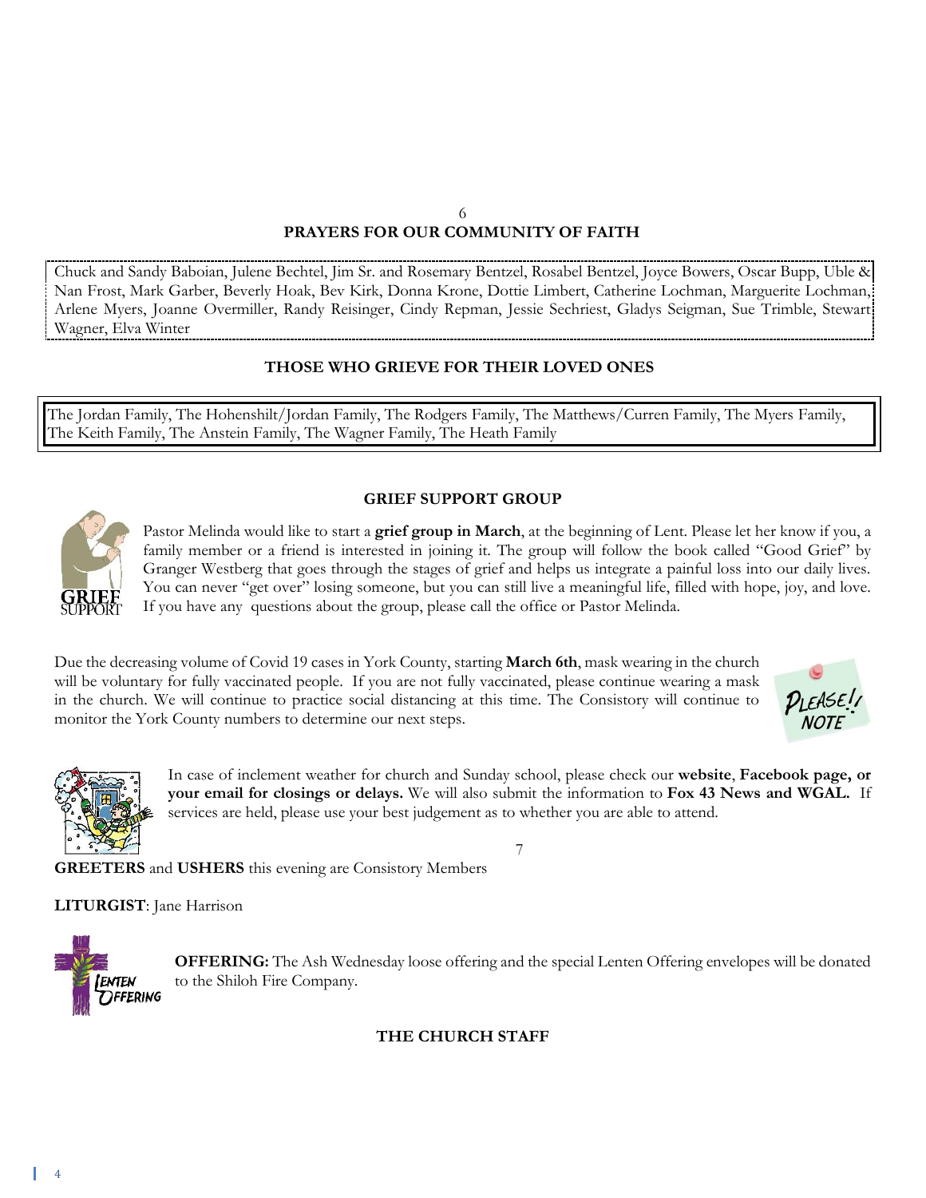## PRAYERS FOR OUR COMMUNITY OF FAITH

Chuck and Sandy Baboian, Julene Bechtel, Jim Sr. and Rosemary Bentzel, Rosabel Bentzel, Joyce Bowers, Oscar Bupp, Uble & Nan Frost, Mark Garber, Beverly Hoak, Bev Kirk, Donna Krone, Dottie Limbert, Catherine Lochman, Marguerite Lochman, Arlene Myers, Joanne Overmiller, Randy Reisinger, Cindy Repman, Jessie Sechriest, Gladys Seigman, Sue Trimble, Stewart Wagner, Elva Winter

## THOSE WHO GRIEVE FOR THEIR LOVED ONES

The Jordan Family, The Hohenshilt/Jordan Family, The Rodgers Family, The Matthews/Curren Family, The Myers Family, The Keith Family, The Anstein Family, The Wagner Family, The Heath Family

## GRIEF SUPPORT GROUP

Pastor Melinda would like to start a **grief group in March**, at the beginning of Lent. Please let her know if you, a family member or a friend is interested in joining it. The group will follow the book called "Good Grief" by Granger Westberg that goes through the stages of grief and helps us integrate a painful loss into our daily lives. You can never "get over" losing someone, but you can still live a meaningful life, filled with hope, joy, and love. If you have any questions about the group, please call the office or Pastor Melinda.

Due the decreasing volume of Covid 19 cases in York County, starting **March 6th**, mask wearing in the church will be voluntary for fully vaccinated people. If you are not fully vaccinated, please continue wearing a mask in the church. We will continue to practice social distancing at this time. The Consistory will continue to monitor the York County numbers to determine our next steps.

In case of inclement weather for church and Sunday school, please check our **website**, **Facebook page, or your email for closings or delays.** We will also submit the information to **Fox 43 News and WGAL.** If services are held, please use your best judgement as to whether you are able to attend.

**GREETERS** and **USHERS** this evening are Consistory Members

**LITURGIST**: Jane Harrison

**OFFERING:** The Ash Wednesday loose offering and the special Lenten Offering envelopes will be donated to the Shiloh Fire Company.

## THE CHURCH STAFF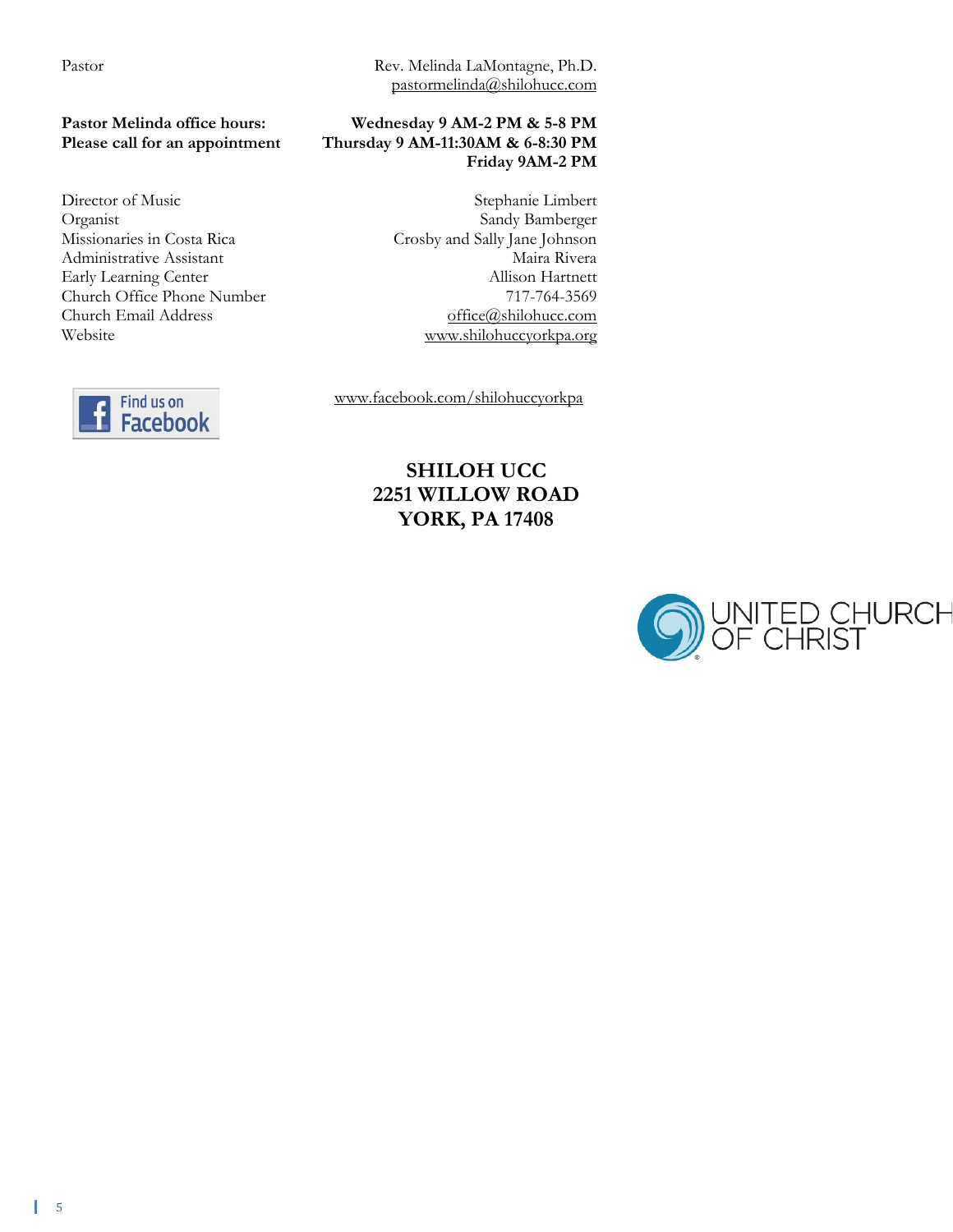| | |
|---|---|
| Pastor | Rev. Melinda LaMontagne, Ph.D. pastormelinda@shilohucc.com |
| **Pastor Melinda office hours: Please call for an appointment** | **Wednesday 9 AM-2 PM & 5-8 PM Thursday 9 AM-11:30AM & 6-8:30 PM Friday 9AM-2 PM** |
| Director of Music | Stephanie Limbert |
| Organist | Sandy Bamberger |
| Missionaries in Costa Rica | Crosby and Sally Jane Johnson |
| Administrative Assistant | Maira Rivera |
| Early Learning Center | Allison Hartnett |
| Church Office Phone Number | 717-764-3569 |
| Church Email Address | office@shilohucc.com |
| Website | www.shilohuccyorkpa.org |

Find us on Facebook

www.facebook.com/shilohuccyorkpa

**SHILOH UCC**
**2251 WILLOW ROAD**
**YORK, PA 17408**

UNITED CHURCH OF CHRIST